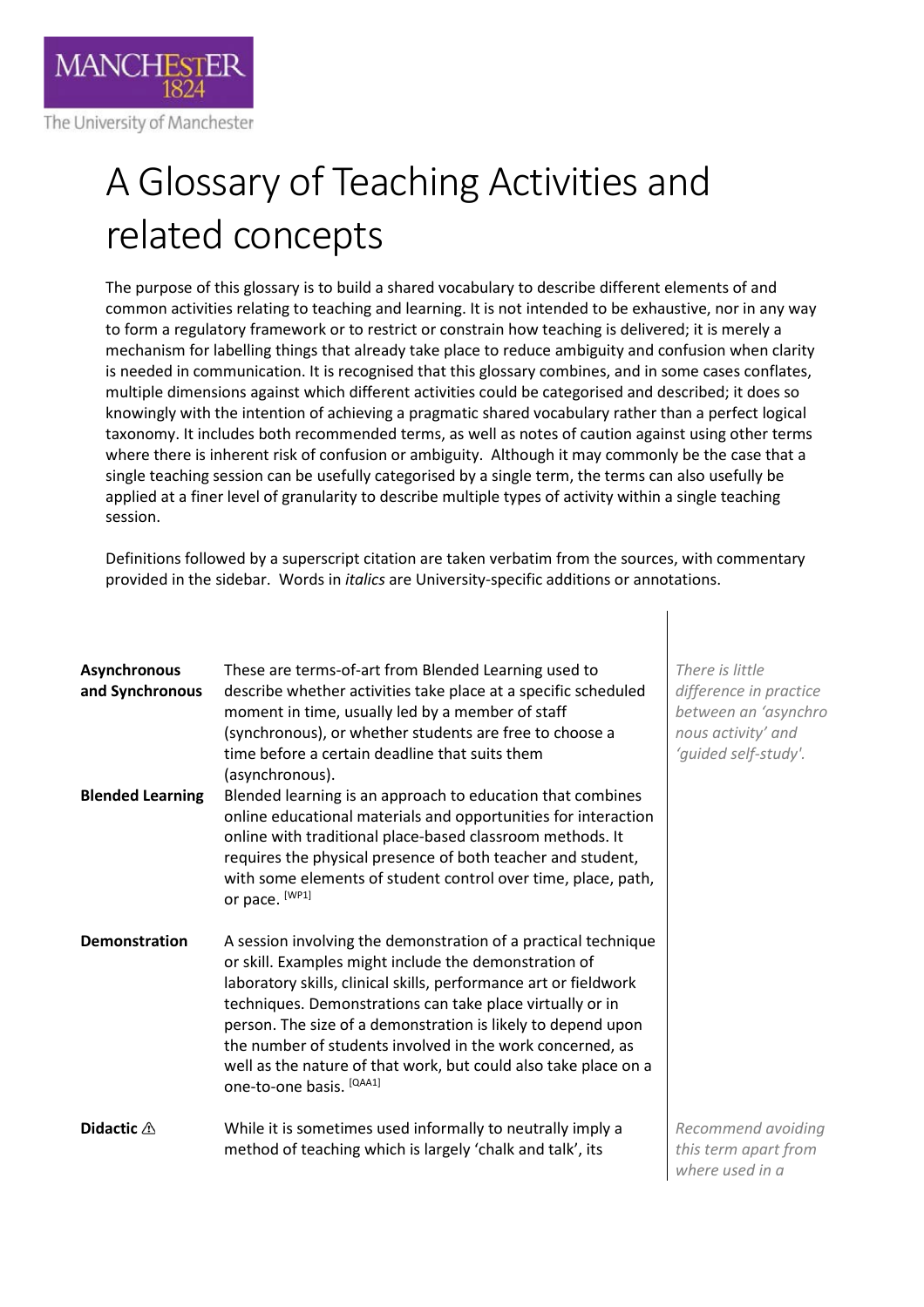MANCHESTER 1824

The University of Manchester

# A Glossary of Teaching Activities and related concepts

The purpose of this glossary is to build a shared vocabulary to describe different elements of and common activities relating to teaching and learning. It is not intended to be exhaustive, nor in any way to form a regulatory framework or to restrict or constrain how teaching is delivered; it is merely a mechanism for labelling things that already take place to reduce ambiguity and confusion when clarity is needed in communication. It is recognised that this glossary combines, and in some cases conflates, multiple dimensions against which different activities could be categorised and described; it does so knowingly with the intention of achieving a pragmatic shared vocabulary rather than a perfect logical taxonomy. It includes both recommended terms, as well as notes of caution against using other terms where there is inherent risk of confusion or ambiguity. Although it may commonly be the case that a single teaching session can be usefully categorised by a single term, the terms can also usefully be applied at a finer level of granularity to describe multiple types of activity within a single teaching session.

Definitions followed by a superscript citation are taken verbatim from the sources, with commentary provided in the sidebar. Words in *italics* are University-specific additions or annotations.

| Term | Definition | Commentary |
|---|---|---|
| **Asynchronous and Synchronous** | These are terms-of-art from Blended Learning used to describe whether activities take place at a specific scheduled moment in time, usually led by a member of staff (synchronous), or whether students are free to choose a time before a certain deadline that suits them (asynchronous). | *There is little difference in practice between an 'asynchronous activity' and 'guided self-study'.* |
| **Blended Learning** | Blended learning is an approach to education that combines online educational materials and opportunities for interaction online with traditional place-based classroom methods. It requires the physical presence of both teacher and student, with some elements of student control over time, place, path, or pace. [WP1] | |
| **Demonstration** | A session involving the demonstration of a practical technique or skill. Examples might include the demonstration of laboratory skills, clinical skills, performance art or fieldwork techniques. Demonstrations can take place virtually or in person. The size of a demonstration is likely to depend upon the number of students involved in the work concerned, as well as the nature of that work, but could also take place on a one-to-one basis. [QAA1] | |
| **Didactic** ⚠ | While it is sometimes used informally to neutrally imply a method of teaching which is largely 'chalk and talk', its | *Recommend avoiding this term apart from where used in a* |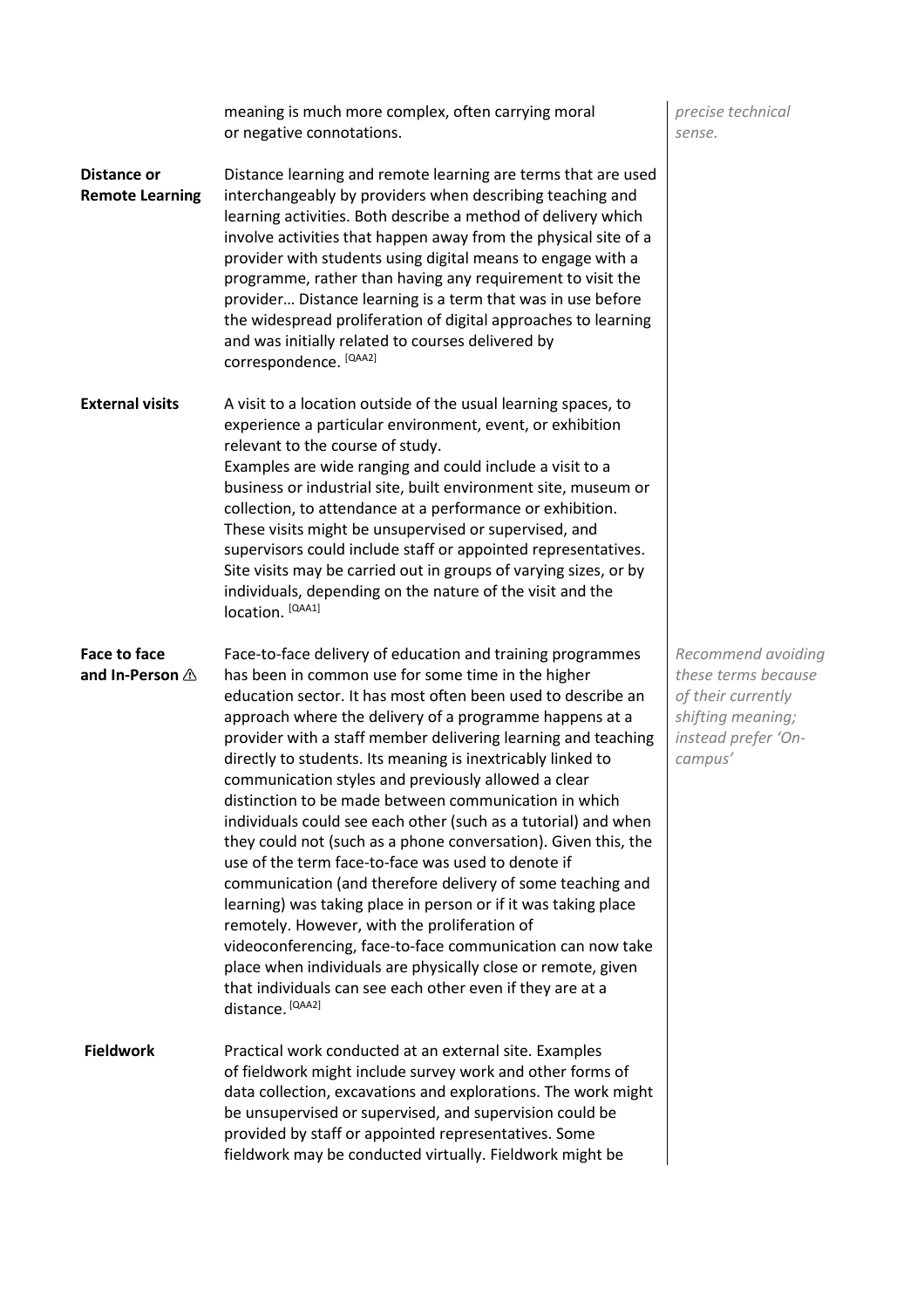| | | |
|---|---|---|
| | meaning is much more complex, often carrying moral or negative connotations. | *precise technical sense.* |
| **Distance or Remote Learning** | Distance learning and remote learning are terms that are used interchangeably by providers when describing teaching and learning activities. Both describe a method of delivery which involve activities that happen away from the physical site of a provider with students using digital means to engage with a programme, rather than having any requirement to visit the provider… Distance learning is a term that was in use before the widespread proliferation of digital approaches to learning and was initially related to courses delivered by correspondence. [QAA2] | |
| **External visits** | A visit to a location outside of the usual learning spaces, to experience a particular environment, event, or exhibition relevant to the course of study. Examples are wide ranging and could include a visit to a business or industrial site, built environment site, museum or collection, to attendance at a performance or exhibition. These visits might be unsupervised or supervised, and supervisors could include staff or appointed representatives. Site visits may be carried out in groups of varying sizes, or by individuals, depending on the nature of the visit and the location. [QAA1] | |
| **Face to face and In-Person ⚠** | Face-to-face delivery of education and training programmes has been in common use for some time in the higher education sector. It has most often been used to describe an approach where the delivery of a programme happens at a provider with a staff member delivering learning and teaching directly to students. Its meaning is inextricably linked to communication styles and previously allowed a clear distinction to be made between communication in which individuals could see each other (such as a tutorial) and when they could not (such as a phone conversation). Given this, the use of the term face-to-face was used to denote if communication (and therefore delivery of some teaching and learning) was taking place in person or if it was taking place remotely. However, with the proliferation of videoconferencing, face-to-face communication can now take place when individuals are physically close or remote, given that individuals can see each other even if they are at a distance. [QAA2] | *Recommend avoiding these terms because of their currently shifting meaning; instead prefer 'On-campus'* |
| **Fieldwork** | Practical work conducted at an external site. Examples of fieldwork might include survey work and other forms of data collection, excavations and explorations. The work might be unsupervised or supervised, and supervision could be provided by staff or appointed representatives. Some fieldwork may be conducted virtually. Fieldwork might be | |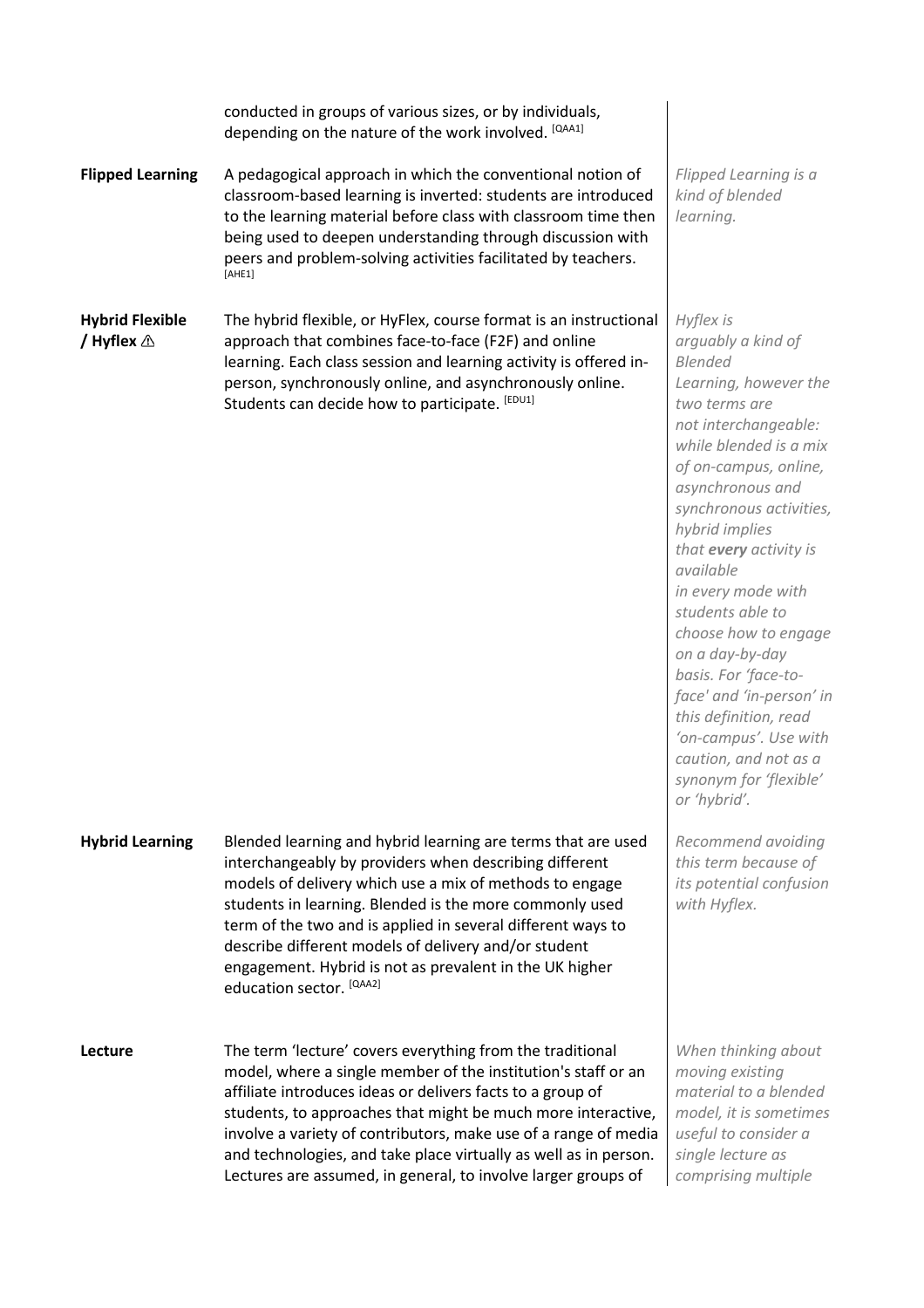| | | |
|---|---|---|
| | conducted in groups of various sizes, or by individuals, depending on the nature of the work involved. [QAA1] | |
| **Flipped Learning** | A pedagogical approach in which the conventional notion of classroom-based learning is inverted: students are introduced to the learning material before class with classroom time then being used to deepen understanding through discussion with peers and problem-solving activities facilitated by teachers. [AHE1] | *Flipped Learning is a kind of blended learning.* |
| **Hybrid Flexible / Hyflex ⚠** | The hybrid flexible, or HyFlex, course format is an instructional approach that combines face-to-face (F2F) and online learning. Each class session and learning activity is offered in-person, synchronously online, and asynchronously online. Students can decide how to participate. [EDU1] | *Hyflex is arguably a kind of Blended Learning, however the two terms are not interchangeable: while blended is a mix of on-campus, online, asynchronous and synchronous activities, hybrid implies that **every** activity is available in every mode with students able to choose how to engage on a day-by-day basis. For 'face-to-face' and 'in-person' in this definition, read 'on-campus'. Use with caution, and not as a synonym for 'flexible' or 'hybrid'.* |
| **Hybrid Learning** | Blended learning and hybrid learning are terms that are used interchangeably by providers when describing different models of delivery which use a mix of methods to engage students in learning. Blended is the more commonly used term of the two and is applied in several different ways to describe different models of delivery and/or student engagement. Hybrid is not as prevalent in the UK higher education sector. [QAA2] | *Recommend avoiding this term because of its potential confusion with Hyflex.* |
| **Lecture** | The term 'lecture' covers everything from the traditional model, where a single member of the institution's staff or an affiliate introduces ideas or delivers facts to a group of students, to approaches that might be much more interactive, involve a variety of contributors, make use of a range of media and technologies, and take place virtually as well as in person. Lectures are assumed, in general, to involve larger groups of | *When thinking about moving existing material to a blended model, it is sometimes useful to consider a single lecture as comprising multiple* |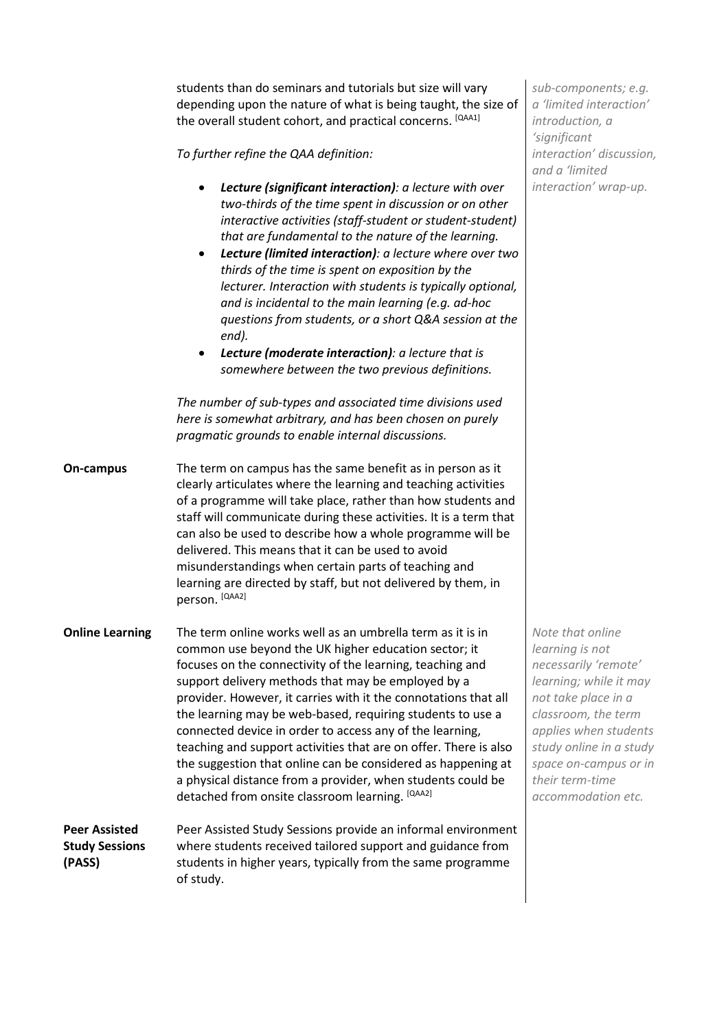students than do seminars and tutorials but size will vary depending upon the nature of what is being taught, the size of the overall student cohort, and practical concerns. [QAA1]

*To further refine the QAA definition:*

- ***Lecture (significant interaction)**: a lecture with over two-thirds of the time spent in discussion or on other interactive activities (staff-student or student-student) that are fundamental to the nature of the learning.*
- ***Lecture (limited interaction)**: a lecture where over two thirds of the time is spent on exposition by the lecturer. Interaction with students is typically optional, and is incidental to the main learning (e.g. ad-hoc questions from students, or a short Q&A session at the end).*
- ***Lecture (moderate interaction)**: a lecture that is somewhere between the two previous definitions.*

*The number of sub-types and associated time divisions used here is somewhat arbitrary, and has been chosen on purely pragmatic grounds to enable internal discussions.*

*sub-components; e.g. a 'limited interaction' introduction, a 'significant interaction' discussion, and a 'limited interaction' wrap-up.*

**On-campus**

The term on campus has the same benefit as in person as it clearly articulates where the learning and teaching activities of a programme will take place, rather than how students and staff will communicate during these activities. It is a term that can also be used to describe how a whole programme will be delivered. This means that it can be used to avoid misunderstandings when certain parts of teaching and learning are directed by staff, but not delivered by them, in person. [QAA2]

**Online Learning**

The term online works well as an umbrella term as it is in common use beyond the UK higher education sector; it focuses on the connectivity of the learning, teaching and support delivery methods that may be employed by a provider. However, it carries with it the connotations that all the learning may be web-based, requiring students to use a connected device in order to access any of the learning, teaching and support activities that are on offer. There is also the suggestion that online can be considered as happening at a physical distance from a provider, when students could be detached from onsite classroom learning. [QAA2]

*Note that online learning is not necessarily 'remote' learning; while it may not take place in a classroom, the term applies when students study online in a study space on-campus or in their term-time accommodation etc.*

**Peer Assisted Study Sessions (PASS)**

Peer Assisted Study Sessions provide an informal environment where students received tailored support and guidance from students in higher years, typically from the same programme of study.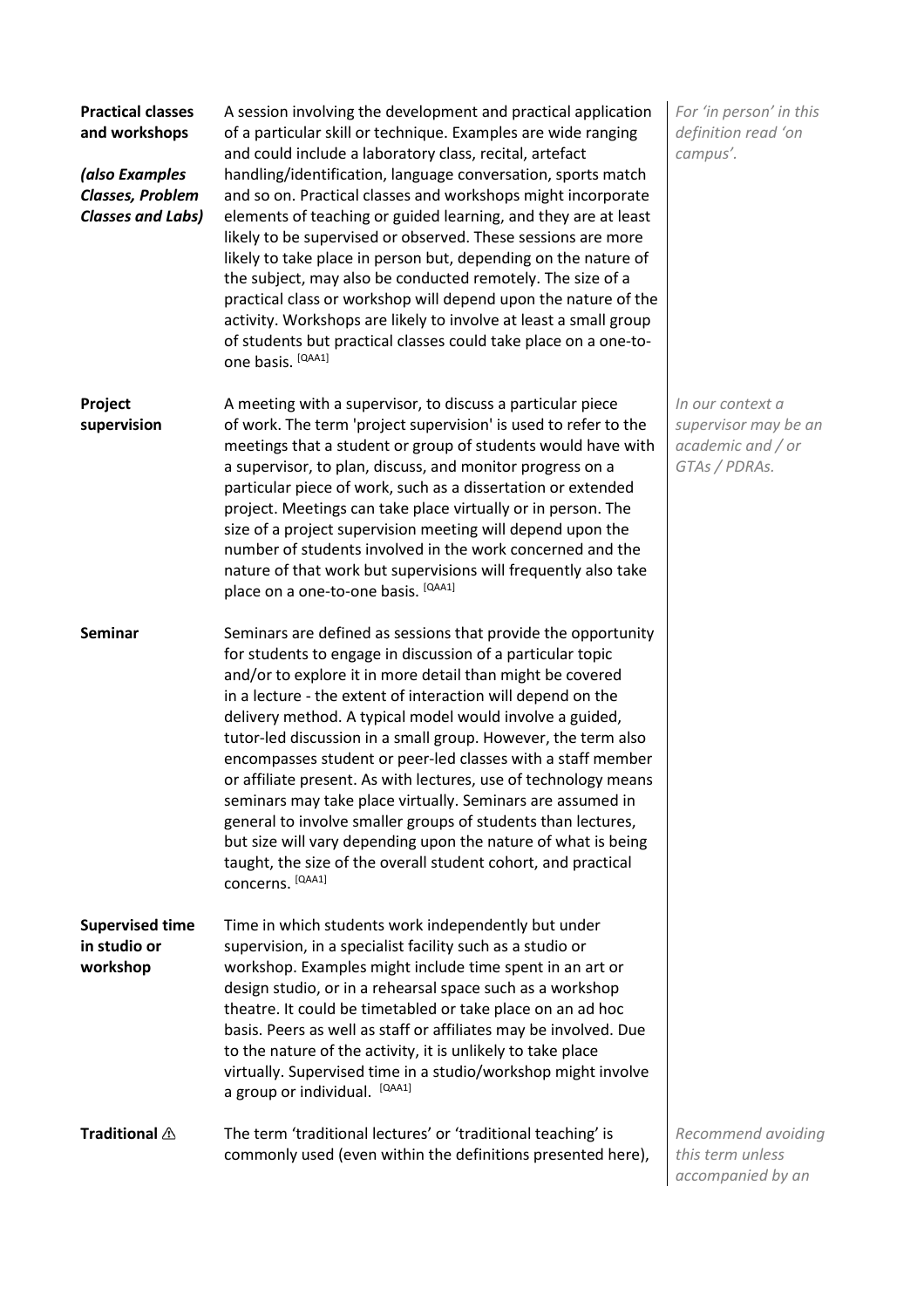| | | |
|---|---|---|
| **Practical classes and workshops**<br><br>***(also Examples Classes, Problem Classes and Labs)*** | A session involving the development and practical application of a particular skill or technique. Examples are wide ranging and could include a laboratory class, recital, artefact handling/identification, language conversation, sports match and so on. Practical classes and workshops might incorporate elements of teaching or guided learning, and they are at least likely to be supervised or observed. These sessions are more likely to take place in person but, depending on the nature of the subject, may also be conducted remotely. The size of a practical class or workshop will depend upon the nature of the activity. Workshops are likely to involve at least a small group of students but practical classes could take place on a one-to-one basis. [QAA1] | *For 'in person' in this definition read 'on campus'.* |
| **Project supervision** | A meeting with a supervisor, to discuss a particular piece of work. The term 'project supervision' is used to refer to the meetings that a student or group of students would have with a supervisor, to plan, discuss, and monitor progress on a particular piece of work, such as a dissertation or extended project. Meetings can take place virtually or in person. The size of a project supervision meeting will depend upon the number of students involved in the work concerned and the nature of that work but supervisions will frequently also take place on a one-to-one basis. [QAA1] | *In our context a supervisor may be an academic and / or GTAs / PDRAs.* |
| **Seminar** | Seminars are defined as sessions that provide the opportunity for students to engage in discussion of a particular topic and/or to explore it in more detail than might be covered in a lecture - the extent of interaction will depend on the delivery method. A typical model would involve a guided, tutor-led discussion in a small group. However, the term also encompasses student or peer-led classes with a staff member or affiliate present. As with lectures, use of technology means seminars may take place virtually. Seminars are assumed in general to involve smaller groups of students than lectures, but size will vary depending upon the nature of what is being taught, the size of the overall student cohort, and practical concerns. [QAA1] | |
| **Supervised time in studio or workshop** | Time in which students work independently but under supervision, in a specialist facility such as a studio or workshop. Examples might include time spent in an art or design studio, or in a rehearsal space such as a workshop theatre. It could be timetabled or take place on an ad hoc basis. Peers as well as staff or affiliates may be involved. Due to the nature of the activity, it is unlikely to take place virtually. Supervised time in a studio/workshop might involve a group or individual. [QAA1] | |
| **Traditional ⚠** | The term 'traditional lectures' or 'traditional teaching' is commonly used (even within the definitions presented here), | *Recommend avoiding this term unless accompanied by an* |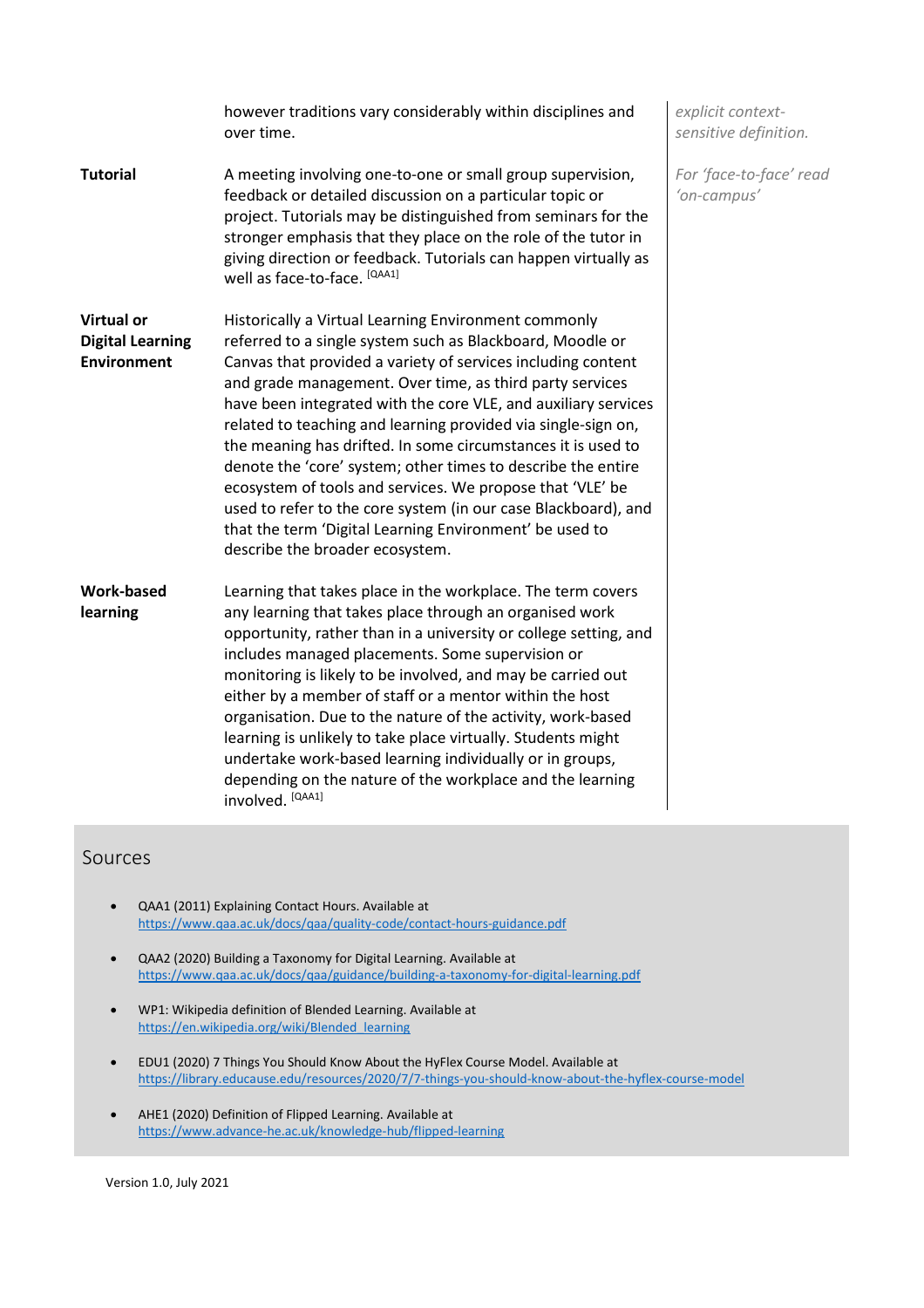| | | |
|---|---|---|
| | however traditions vary considerably within disciplines and over time. | *explicit context-sensitive definition.* |
| **Tutorial** | A meeting involving one-to-one or small group supervision, feedback or detailed discussion on a particular topic or project. Tutorials may be distinguished from seminars for the stronger emphasis that they place on the role of the tutor in giving direction or feedback. Tutorials can happen virtually as well as face-to-face. [QAA1] | *For 'face-to-face' read 'on-campus'* |
| **Virtual or Digital Learning Environment** | Historically a Virtual Learning Environment commonly referred to a single system such as Blackboard, Moodle or Canvas that provided a variety of services including content and grade management. Over time, as third party services have been integrated with the core VLE, and auxiliary services related to teaching and learning provided via single-sign on, the meaning has drifted. In some circumstances it is used to denote the 'core' system; other times to describe the entire ecosystem of tools and services. We propose that 'VLE' be used to refer to the core system (in our case Blackboard), and that the term 'Digital Learning Environment' be used to describe the broader ecosystem. | |
| **Work-based learning** | Learning that takes place in the workplace. The term covers any learning that takes place through an organised work opportunity, rather than in a university or college setting, and includes managed placements. Some supervision or monitoring is likely to be involved, and may be carried out either by a member of staff or a mentor within the host organisation. Due to the nature of the activity, work-based learning is unlikely to take place virtually. Students might undertake work-based learning individually or in groups, depending on the nature of the workplace and the learning involved. [QAA1] | |

## Sources

- QAA1 (2011) Explaining Contact Hours. Available at https://www.qaa.ac.uk/docs/qaa/quality-code/contact-hours-guidance.pdf
- QAA2 (2020) Building a Taxonomy for Digital Learning. Available at https://www.qaa.ac.uk/docs/qaa/guidance/building-a-taxonomy-for-digital-learning.pdf
- WP1: Wikipedia definition of Blended Learning. Available at https://en.wikipedia.org/wiki/Blended_learning
- EDU1 (2020) 7 Things You Should Know About the HyFlex Course Model. Available at https://library.educause.edu/resources/2020/7/7-things-you-should-know-about-the-hyflex-course-model
- AHE1 (2020) Definition of Flipped Learning. Available at https://www.advance-he.ac.uk/knowledge-hub/flipped-learning

Version 1.0, July 2021